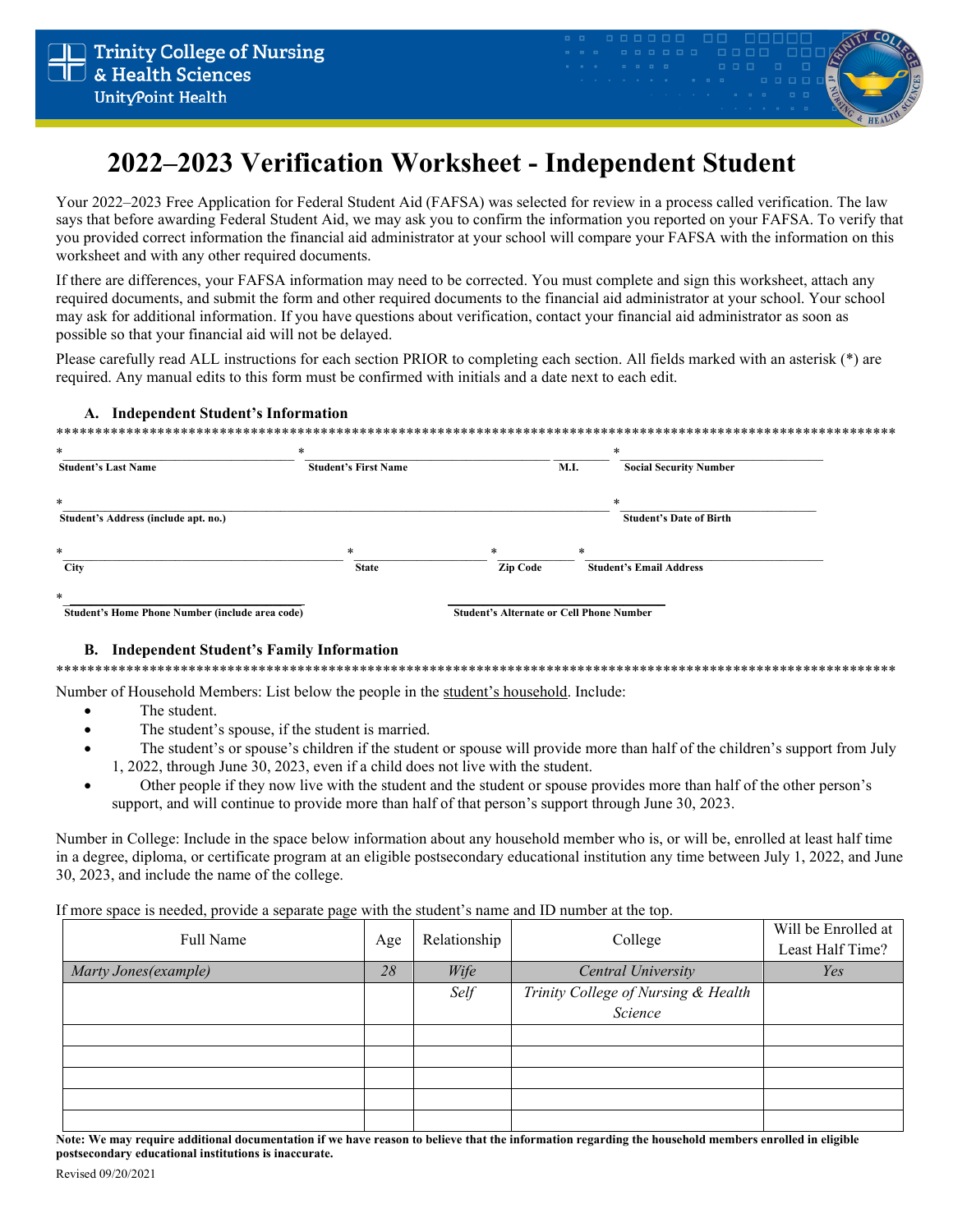Trinity College of Nursing & Health Sciences
UnityPoint Health

# 2022–2023 Verification Worksheet - Independent Student

Your 2022–2023 Free Application for Federal Student Aid (FAFSA) was selected for review in a process called verification. The law says that before awarding Federal Student Aid, we may ask you to confirm the information you reported on your FAFSA. To verify that you provided correct information the financial aid administrator at your school will compare your FAFSA with the information on this worksheet and with any other required documents.

If there are differences, your FAFSA information may need to be corrected. You must complete and sign this worksheet, attach any required documents, and submit the form and other required documents to the financial aid administrator at your school. Your school may ask for additional information. If you have questions about verification, contact your financial aid administrator as soon as possible so that your financial aid will not be delayed.

Please carefully read ALL instructions for each section PRIOR to completing each section. All fields marked with an asterisk (*) are required. Any manual edits to this form must be confirmed with initials and a date next to each edit.

### A. Independent Student's Information

*______________________ *______________________ ________ *______________________
**Student's Last Name** **Student's First Name** **M.I.** **Social Security Number**

*____________________________________________ *______________________
**Student's Address (include apt. no.)** **Student's Date of Birth**

*______________________ *______________ *__________ *______________________
**City** **State** **Zip Code** **Student's Email Address**

*______________________ ______________________
**Student's Home Phone Number (include area code)** **Student's Alternate or Cell Phone Number**

### B. Independent Student's Family Information

Number of Household Members: List below the people in the student's household. Include:

- The student.
- The student's spouse, if the student is married.
- The student's or spouse's children if the student or spouse will provide more than half of the children's support from July 1, 2022, through June 30, 2023, even if a child does not live with the student.
- Other people if they now live with the student and the student or spouse provides more than half of the other person's support, and will continue to provide more than half of that person's support through June 30, 2023.

Number in College: Include in the space below information about any household member who is, or will be, enrolled at least half time in a degree, diploma, or certificate program at an eligible postsecondary educational institution any time between July 1, 2022, and June 30, 2023, and include the name of the college.

If more space is needed, provide a separate page with the student's name and ID number at the top.

| Full Name | Age | Relationship | College | Will be Enrolled at Least Half Time? |
|---|---|---|---|---|
| *Marty Jones(example)* | *28* | *Wife* | *Central University* | *Yes* |
| | | *Self* | *Trinity College of Nursing & Health Science* | |
| | | | | |
| | | | | |
| | | | | |
| | | | | |
| | | | | |

**Note: We may require additional documentation if we have reason to believe that the information regarding the household members enrolled in eligible postsecondary educational institutions is inaccurate.**

Revised 09/20/2021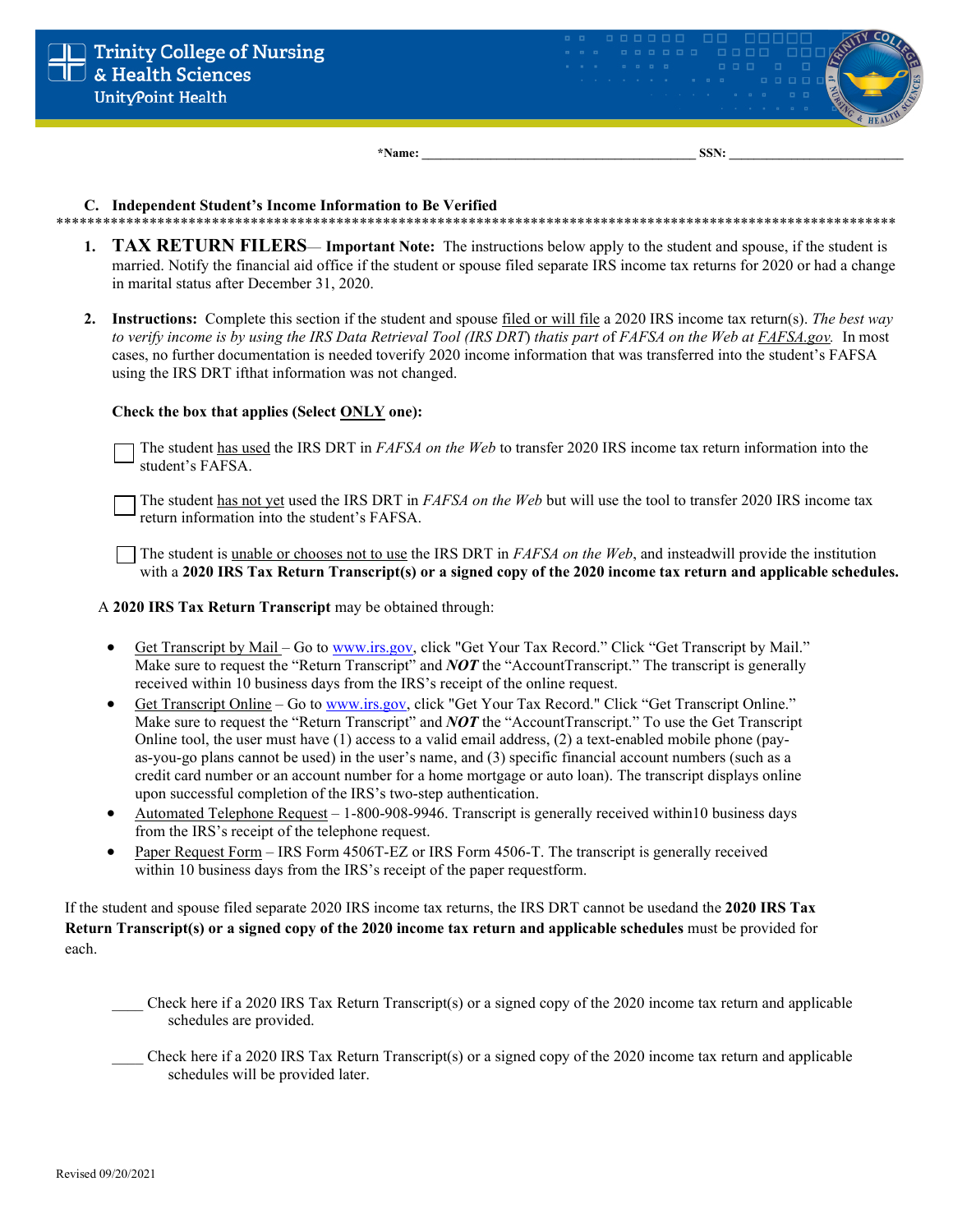**Trinity College of Nursing & Health Sciences**
**UnityPoint Health**

***Name:** ________________________________________ **SSN:** __________________________

**C. Independent Student's Income Information to Be Verified**

**************************************************************************************************************

1. **TAX RETURN FILERS**— **Important Note:** The instructions below apply to the student and spouse, if the student is married. Notify the financial aid office if the student or spouse filed separate IRS income tax returns for 2020 or had a change in marital status after December 31, 2020.

2. **Instructions:** Complete this section if the student and spouse filed or will file a 2020 IRS income tax return(s). *The best way to verify income is by using the IRS Data Retrieval Tool (IRS DRT) thatis part of FAFSA on the Web at FAFSA.gov.* In most cases, no further documentation is needed toverify 2020 income information that was transferred into the student's FAFSA using the IRS DRT ifthat information was not changed.

**Check the box that applies (Select ONLY one):**

☐ The student has used the IRS DRT in *FAFSA on the Web* to transfer 2020 IRS income tax return information into the student's FAFSA.

☐ The student has not yet used the IRS DRT in *FAFSA on the Web* but will use the tool to transfer 2020 IRS income tax return information into the student's FAFSA.

☐ The student is unable or chooses not to use the IRS DRT in *FAFSA on the Web*, and insteadwill provide the institution with a **2020 IRS Tax Return Transcript(s) or a signed copy of the 2020 income tax return and applicable schedules.**

A **2020 IRS Tax Return Transcript** may be obtained through:

- Get Transcript by Mail – Go to www.irs.gov, click "Get Your Tax Record." Click "Get Transcript by Mail." Make sure to request the "Return Transcript" and ***NOT*** the "AccountTranscript." The transcript is generally received within 10 business days from the IRS's receipt of the online request.
- Get Transcript Online – Go to www.irs.gov, click "Get Your Tax Record." Click "Get Transcript Online." Make sure to request the "Return Transcript" and ***NOT*** the "AccountTranscript." To use the Get Transcript Online tool, the user must have (1) access to a valid email address, (2) a text-enabled mobile phone (pay-as-you-go plans cannot be used) in the user's name, and (3) specific financial account numbers (such as a credit card number or an account number for a home mortgage or auto loan). The transcript displays online upon successful completion of the IRS's two-step authentication.
- Automated Telephone Request – 1-800-908-9946. Transcript is generally received within10 business days from the IRS's receipt of the telephone request.
- Paper Request Form – IRS Form 4506T-EZ or IRS Form 4506-T. The transcript is generally received within 10 business days from the IRS's receipt of the paper requestform.

If the student and spouse filed separate 2020 IRS income tax returns, the IRS DRT cannot be usedand the **2020 IRS Tax Return Transcript(s) or a signed copy of the 2020 income tax return and applicable schedules** must be provided for each.

____ Check here if a 2020 IRS Tax Return Transcript(s) or a signed copy of the 2020 income tax return and applicable schedules are provided.

____ Check here if a 2020 IRS Tax Return Transcript(s) or a signed copy of the 2020 income tax return and applicable schedules will be provided later.

Revised 09/20/2021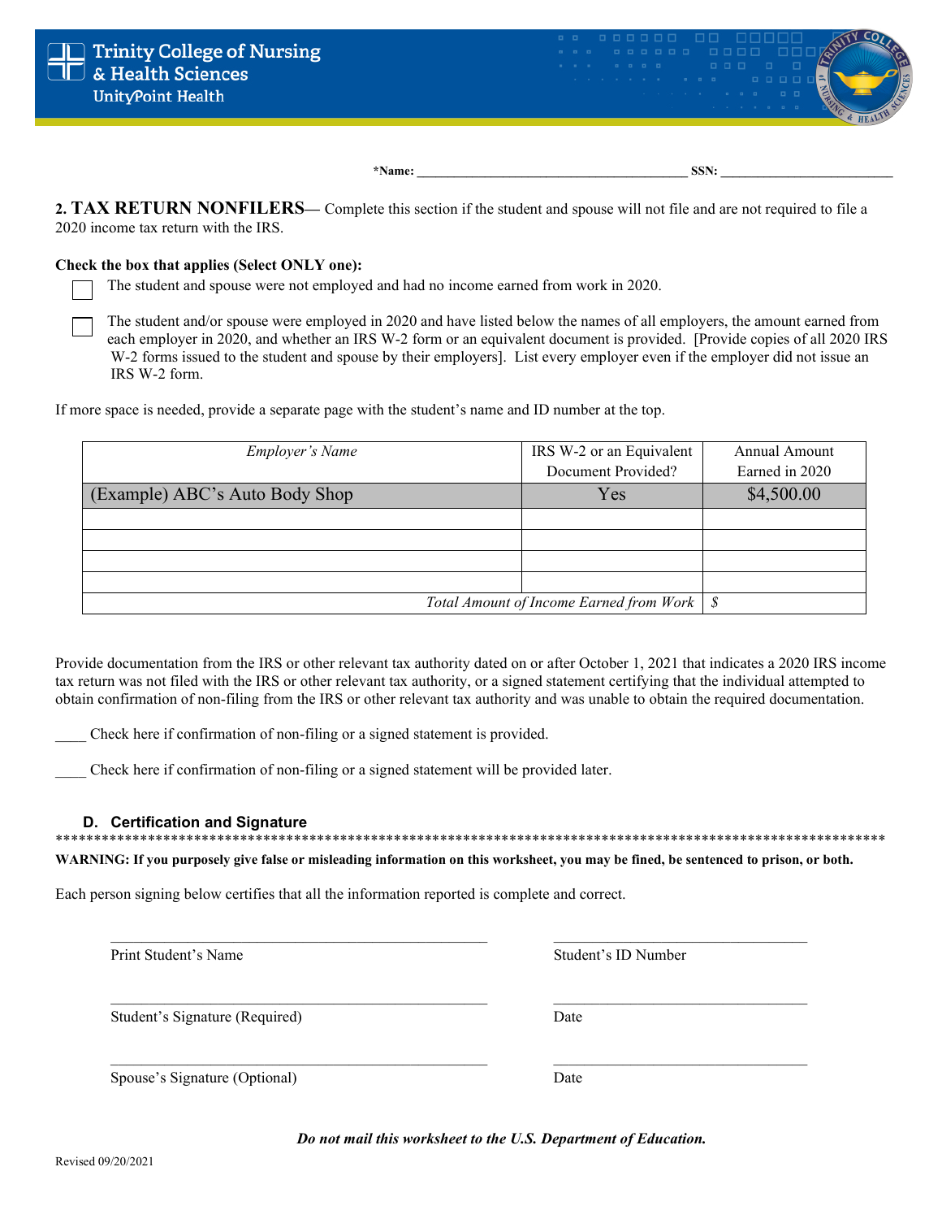**Trinity College of Nursing & Health Sciences**
UnityPoint Health

**\*Name:** ________________________________________ **SSN:** __________________________

**2. TAX RETURN NONFILERS—** Complete this section if the student and spouse will not file and are not required to file a 2020 income tax return with the IRS.

**Check the box that applies (Select ONLY one):**

☐ The student and spouse were not employed and had no income earned from work in 2020.

☐ The student and/or spouse were employed in 2020 and have listed below the names of all employers, the amount earned from each employer in 2020, and whether an IRS W-2 form or an equivalent document is provided. [Provide copies of all 2020 IRS W-2 forms issued to the student and spouse by their employers]. List every employer even if the employer did not issue an IRS W-2 form.

If more space is needed, provide a separate page with the student's name and ID number at the top.

| *Employer's Name* | IRS W-2 or an Equivalent Document Provided? | Annual Amount Earned in 2020 |
|---|---|---|
| (Example) ABC's Auto Body Shop | Yes | $4,500.00 |
| | | |
| | | |
| | | |
| | | |
| | *Total Amount of Income Earned from Work* | *$* |

Provide documentation from the IRS or other relevant tax authority dated on or after October 1, 2021 that indicates a 2020 IRS income tax return was not filed with the IRS or other relevant tax authority, or a signed statement certifying that the individual attempted to obtain confirmation of non-filing from the IRS or other relevant tax authority and was unable to obtain the required documentation.

____ Check here if confirmation of non-filing or a signed statement is provided.

____ Check here if confirmation of non-filing or a signed statement will be provided later.

### D. Certification and Signature

**WARNING: If you purposely give false or misleading information on this worksheet, you may be fined, be sentenced to prison, or both.**

Each person signing below certifies that all the information reported is complete and correct.

________________________________________ Print Student's Name

________________________________________ Student's ID Number

________________________________________ Student's Signature (Required)

________________________________________ Date

________________________________________ Spouse's Signature (Optional)

________________________________________ Date

***Do not mail this worksheet to the U.S. Department of Education.***

Revised 09/20/2021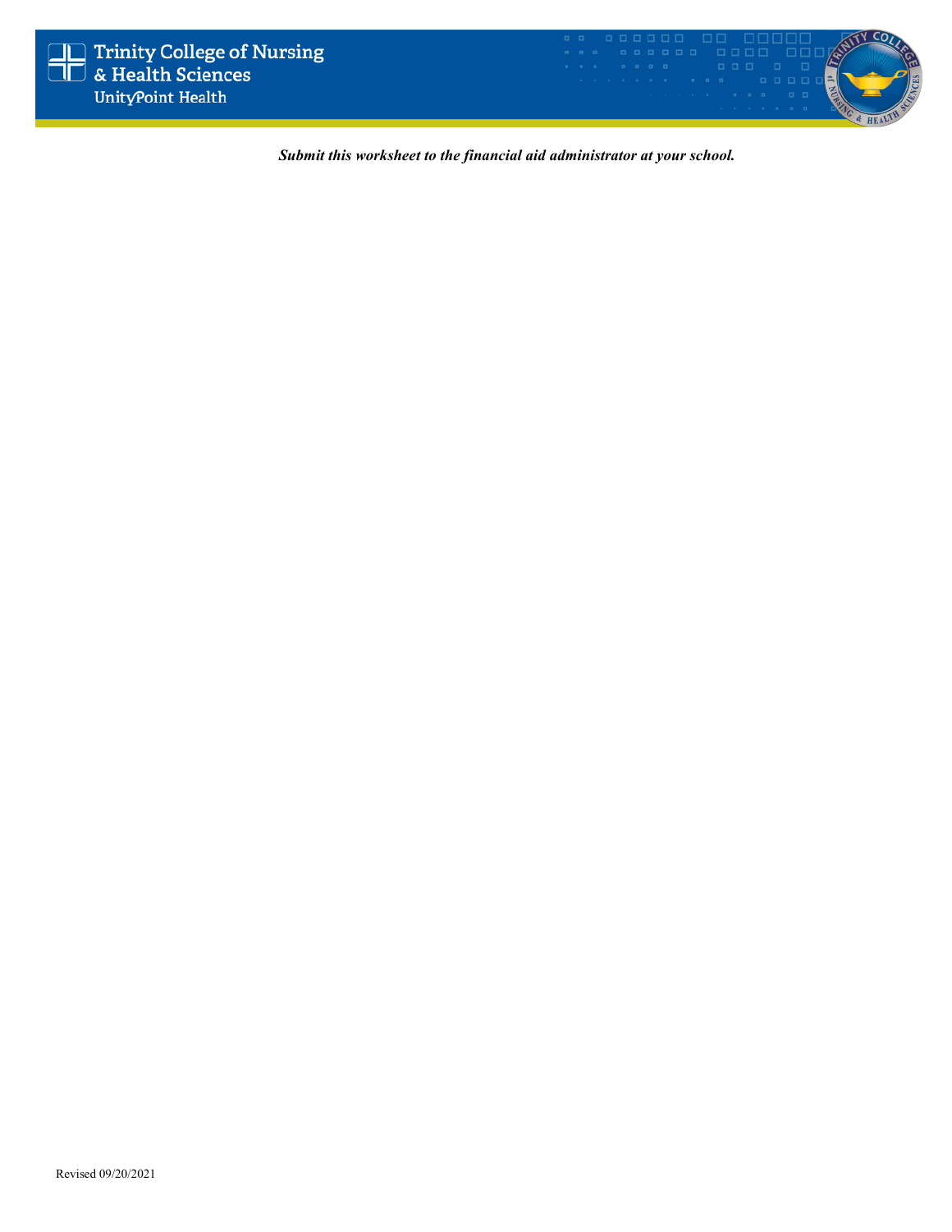***Submit this worksheet to the financial aid administrator at your school.***

Revised 09/20/2021